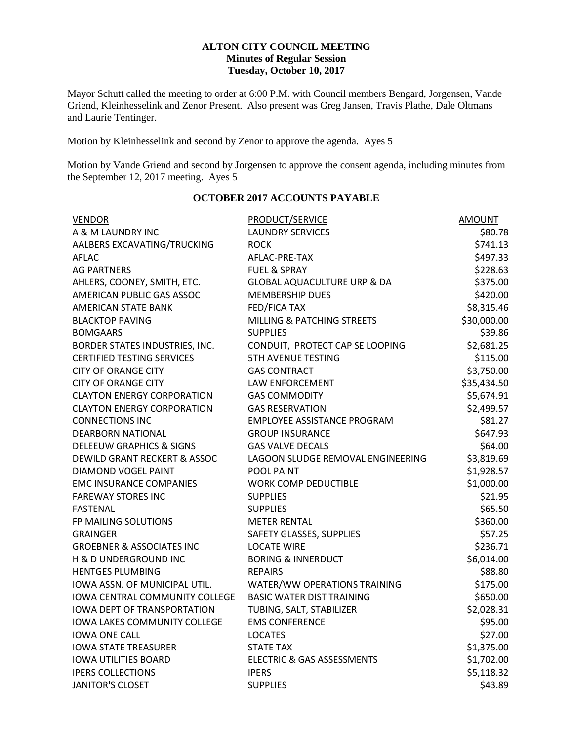**ALTON CITY COUNCIL MEETING**
**Minutes of Regular Session**
**Tuesday, October 10, 2017**

Mayor Schutt called the meeting to order at 6:00 P.M. with Council members Bengard, Jorgensen, Vande Griend, Kleinhesselink and Zenor Present. Also present was Greg Jansen, Travis Plathe, Dale Oltmans and Laurie Tentinger.

Motion by Kleinhesselink and second by Zenor to approve the agenda. Ayes 5

Motion by Vande Griend and second by Jorgensen to approve the consent agenda, including minutes from the September 12, 2017 meeting. Ayes 5

**OCTOBER 2017 ACCOUNTS PAYABLE**

| VENDOR | PRODUCT/SERVICE | AMOUNT |
|---|---|---|
| A & M LAUNDRY INC | LAUNDRY SERVICES | $80.78 |
| AALBERS EXCAVATING/TRUCKING | ROCK | $741.13 |
| AFLAC | AFLAC-PRE-TAX | $497.33 |
| AG PARTNERS | FUEL & SPRAY | $228.63 |
| AHLERS, COONEY, SMITH, ETC. | GLOBAL AQUACULTURE URP & DA | $375.00 |
| AMERICAN PUBLIC GAS ASSOC | MEMBERSHIP DUES | $420.00 |
| AMERICAN STATE BANK | FED/FICA TAX | $8,315.46 |
| BLACKTOP PAVING | MILLING & PATCHING STREETS | $30,000.00 |
| BOMGAARS | SUPPLIES | $39.86 |
| BORDER STATES INDUSTRIES, INC. | CONDUIT, PROTECT CAP SE LOOPING | $2,681.25 |
| CERTIFIED TESTING SERVICES | 5TH AVENUE TESTING | $115.00 |
| CITY OF ORANGE CITY | GAS CONTRACT | $3,750.00 |
| CITY OF ORANGE CITY | LAW ENFORCEMENT | $35,434.50 |
| CLAYTON ENERGY CORPORATION | GAS COMMODITY | $5,674.91 |
| CLAYTON ENERGY CORPORATION | GAS RESERVATION | $2,499.57 |
| CONNECTIONS INC | EMPLOYEE ASSISTANCE PROGRAM | $81.27 |
| DEARBORN NATIONAL | GROUP INSURANCE | $647.93 |
| DELEEUW GRAPHICS & SIGNS | GAS VALVE DECALS | $64.00 |
| DEWILD GRANT RECKERT & ASSOC | LAGOON SLUDGE REMOVAL ENGINEERING | $3,819.69 |
| DIAMOND VOGEL PAINT | POOL PAINT | $1,928.57 |
| EMC INSURANCE COMPANIES | WORK COMP DEDUCTIBLE | $1,000.00 |
| FAREWAY STORES INC | SUPPLIES | $21.95 |
| FASTENAL | SUPPLIES | $65.50 |
| FP MAILING SOLUTIONS | METER RENTAL | $360.00 |
| GRAINGER | SAFETY GLASSES, SUPPLIES | $57.25 |
| GROEBNER & ASSOCIATES INC | LOCATE WIRE | $236.71 |
| H & D UNDERGROUND INC | BORING & INNERDUCT | $6,014.00 |
| HENTGES PLUMBING | REPAIRS | $88.80 |
| IOWA ASSN. OF MUNICIPAL UTIL. | WATER/WW OPERATIONS TRAINING | $175.00 |
| IOWA CENTRAL COMMUNITY COLLEGE | BASIC WATER DIST TRAINING | $650.00 |
| IOWA DEPT OF TRANSPORTATION | TUBING, SALT, STABILIZER | $2,028.31 |
| IOWA LAKES COMMUNITY COLLEGE | EMS CONFERENCE | $95.00 |
| IOWA ONE CALL | LOCATES | $27.00 |
| IOWA STATE TREASURER | STATE TAX | $1,375.00 |
| IOWA UTILITIES BOARD | ELECTRIC & GAS ASSESSMENTS | $1,702.00 |
| IPERS COLLECTIONS | IPERS | $5,118.32 |
| JANITOR'S CLOSET | SUPPLIES | $43.89 |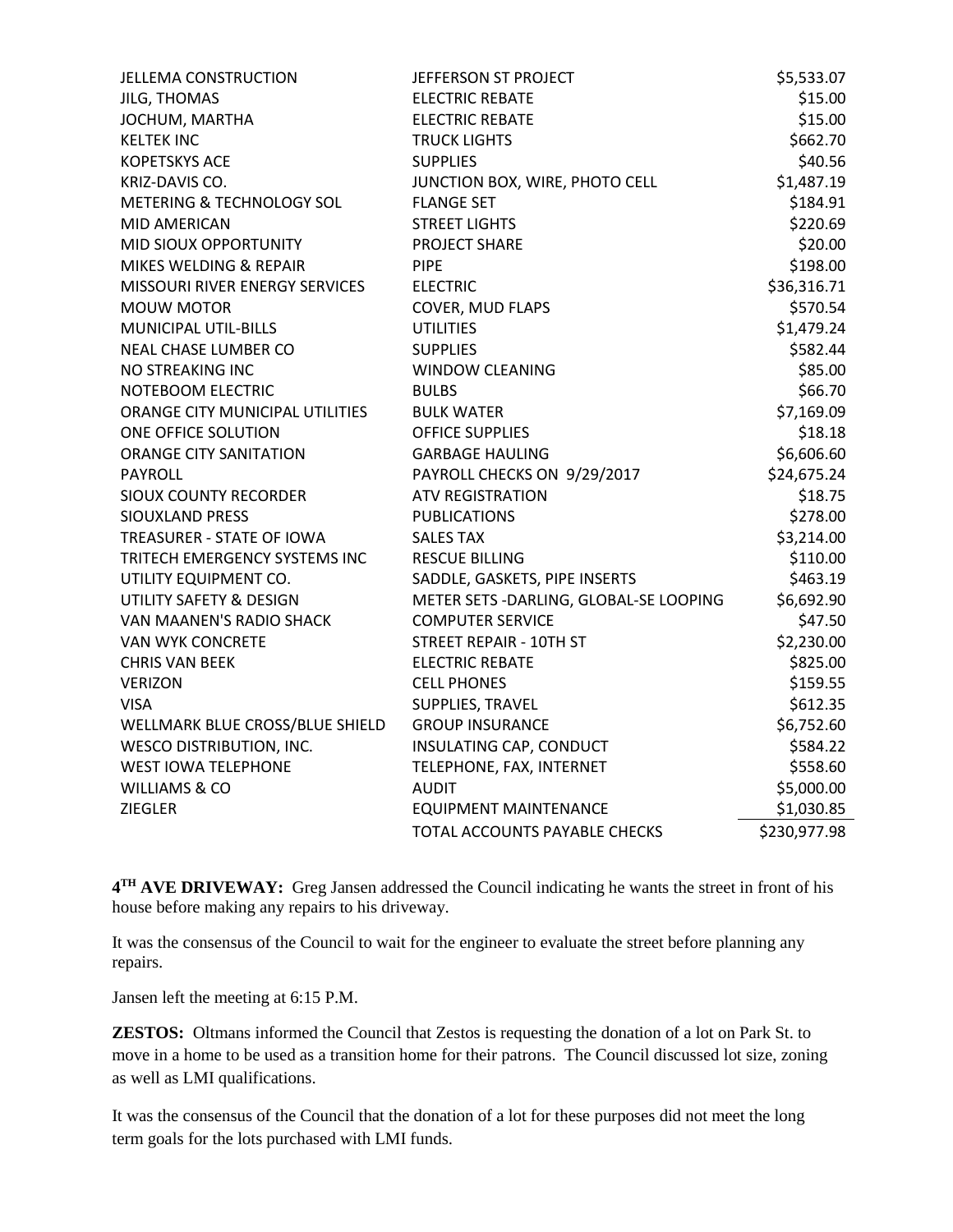| | | |
|---|---|---|
| JELLEMA CONSTRUCTION | JEFFERSON ST PROJECT | $5,533.07 |
| JILG, THOMAS | ELECTRIC REBATE | $15.00 |
| JOCHUM, MARTHA | ELECTRIC REBATE | $15.00 |
| KELTEK INC | TRUCK LIGHTS | $662.70 |
| KOPETSKYS ACE | SUPPLIES | $40.56 |
| KRIZ-DAVIS CO. | JUNCTION BOX, WIRE, PHOTO CELL | $1,487.19 |
| METERING & TECHNOLOGY SOL | FLANGE SET | $184.91 |
| MID AMERICAN | STREET LIGHTS | $220.69 |
| MID SIOUX OPPORTUNITY | PROJECT SHARE | $20.00 |
| MIKES WELDING & REPAIR | PIPE | $198.00 |
| MISSOURI RIVER ENERGY SERVICES | ELECTRIC | $36,316.71 |
| MOUW MOTOR | COVER, MUD FLAPS | $570.54 |
| MUNICIPAL UTIL-BILLS | UTILITIES | $1,479.24 |
| NEAL CHASE LUMBER CO | SUPPLIES | $582.44 |
| NO STREAKING INC | WINDOW CLEANING | $85.00 |
| NOTEBOOM ELECTRIC | BULBS | $66.70 |
| ORANGE CITY MUNICIPAL UTILITIES | BULK WATER | $7,169.09 |
| ONE OFFICE SOLUTION | OFFICE SUPPLIES | $18.18 |
| ORANGE CITY SANITATION | GARBAGE HAULING | $6,606.60 |
| PAYROLL | PAYROLL CHECKS ON 9/29/2017 | $24,675.24 |
| SIOUX COUNTY RECORDER | ATV REGISTRATION | $18.75 |
| SIOUXLAND PRESS | PUBLICATIONS | $278.00 |
| TREASURER - STATE OF IOWA | SALES TAX | $3,214.00 |
| TRITECH EMERGENCY SYSTEMS INC | RESCUE BILLING | $110.00 |
| UTILITY EQUIPMENT CO. | SADDLE, GASKETS, PIPE INSERTS | $463.19 |
| UTILITY SAFETY & DESIGN | METER SETS -DARLING, GLOBAL-SE LOOPING | $6,692.90 |
| VAN MAANEN'S RADIO SHACK | COMPUTER SERVICE | $47.50 |
| VAN WYK CONCRETE | STREET REPAIR - 10TH ST | $2,230.00 |
| CHRIS VAN BEEK | ELECTRIC REBATE | $825.00 |
| VERIZON | CELL PHONES | $159.55 |
| VISA | SUPPLIES, TRAVEL | $612.35 |
| WELLMARK BLUE CROSS/BLUE SHIELD | GROUP INSURANCE | $6,752.60 |
| WESCO DISTRIBUTION, INC. | INSULATING CAP, CONDUCT | $584.22 |
| WEST IOWA TELEPHONE | TELEPHONE, FAX, INTERNET | $558.60 |
| WILLIAMS & CO | AUDIT | $5,000.00 |
| ZIEGLER | EQUIPMENT MAINTENANCE | $1,030.85 |
| | TOTAL ACCOUNTS PAYABLE CHECKS | $230,977.98 |

**4TH AVE DRIVEWAY:** Greg Jansen addressed the Council indicating he wants the street in front of his house before making any repairs to his driveway.

It was the consensus of the Council to wait for the engineer to evaluate the street before planning any repairs.

Jansen left the meeting at 6:15 P.M.

**ZESTOS:** Oltmans informed the Council that Zestos is requesting the donation of a lot on Park St. to move in a home to be used as a transition home for their patrons. The Council discussed lot size, zoning as well as LMI qualifications.

It was the consensus of the Council that the donation of a lot for these purposes did not meet the long term goals for the lots purchased with LMI funds.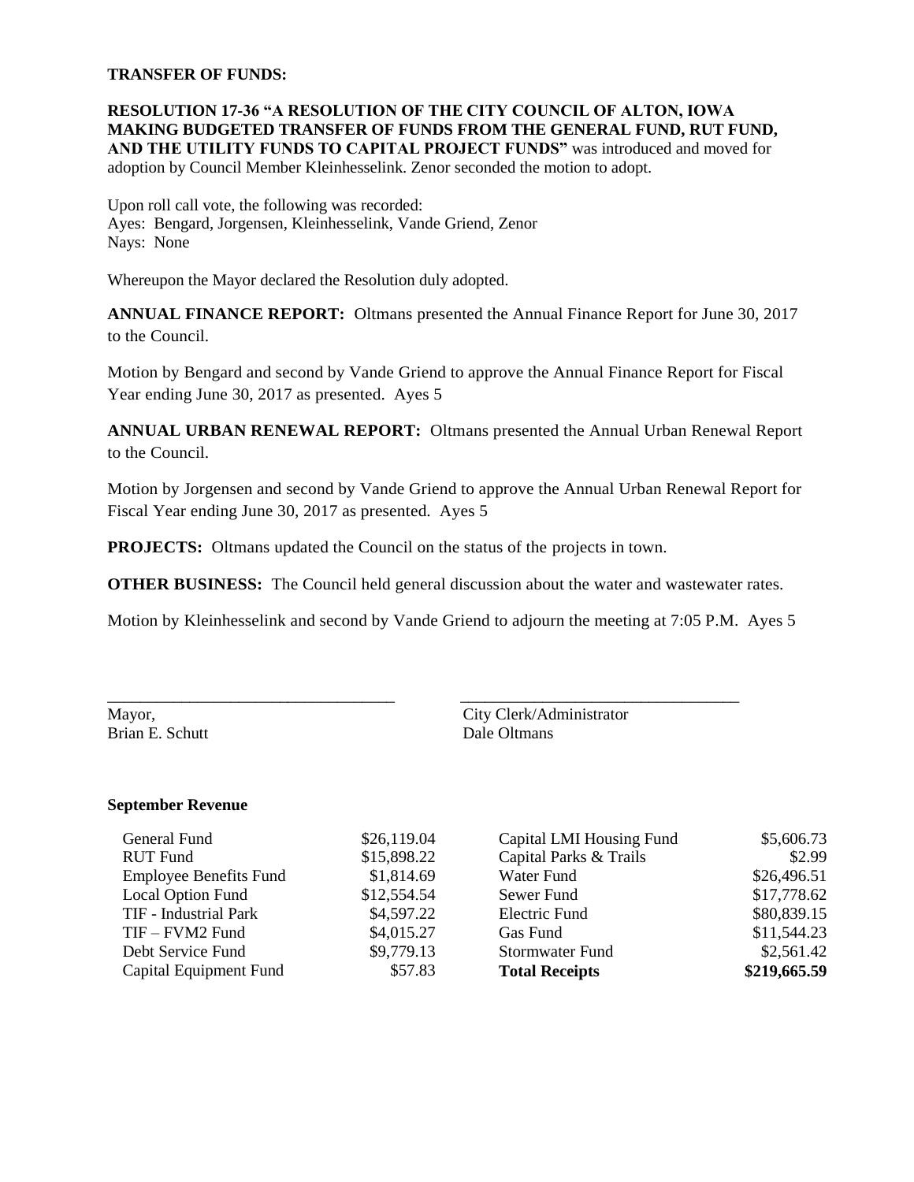**TRANSFER OF FUNDS:**

**RESOLUTION 17-36 "A RESOLUTION OF THE CITY COUNCIL OF ALTON, IOWA MAKING BUDGETED TRANSFER OF FUNDS FROM THE GENERAL FUND, RUT FUND, AND THE UTILITY FUNDS TO CAPITAL PROJECT FUNDS"** was introduced and moved for adoption by Council Member Kleinhesselink. Zenor seconded the motion to adopt.

Upon roll call vote, the following was recorded:
Ayes: Bengard, Jorgensen, Kleinhesselink, Vande Griend, Zenor
Nays: None

Whereupon the Mayor declared the Resolution duly adopted.

**ANNUAL FINANCE REPORT:** Oltmans presented the Annual Finance Report for June 30, 2017 to the Council.

Motion by Bengard and second by Vande Griend to approve the Annual Finance Report for Fiscal Year ending June 30, 2017 as presented. Ayes 5

**ANNUAL URBAN RENEWAL REPORT:** Oltmans presented the Annual Urban Renewal Report to the Council.

Motion by Jorgensen and second by Vande Griend to approve the Annual Urban Renewal Report for Fiscal Year ending June 30, 2017 as presented. Ayes 5

**PROJECTS:** Oltmans updated the Council on the status of the projects in town.

**OTHER BUSINESS:** The Council held general discussion about the water and wastewater rates.

Motion by Kleinhesselink and second by Vande Griend to adjourn the meeting at 7:05 P.M. Ayes 5

\_\_\_\_\_\_\_\_\_\_\_\_\_\_\_\_\_\_\_\_\_\_\_\_\_\_\_\_\_\_\_\_\_\_\_
Mayor,
Brian E. Schutt

\_\_\_\_\_\_\_\_\_\_\_\_\_\_\_\_\_\_\_\_\_\_\_\_\_\_\_\_\_\_\_\_\_\_\_
City Clerk/Administrator
Dale Oltmans

**September Revenue**

| | | | |
|---|---|---|---|
| General Fund | $26,119.04 | Capital LMI Housing Fund | $5,606.73 |
| RUT Fund | $15,898.22 | Capital Parks & Trails | $2.99 |
| Employee Benefits Fund | $1,814.69 | Water Fund | $26,496.51 |
| Local Option Fund | $12,554.54 | Sewer Fund | $17,778.62 |
| TIF - Industrial Park | $4,597.22 | Electric Fund | $80,839.15 |
| TIF – FVM2 Fund | $4,015.27 | Gas Fund | $11,544.23 |
| Debt Service Fund | $9,779.13 | Stormwater Fund | $2,561.42 |
| Capital Equipment Fund | $57.83 | **Total Receipts** | **$219,665.59** |